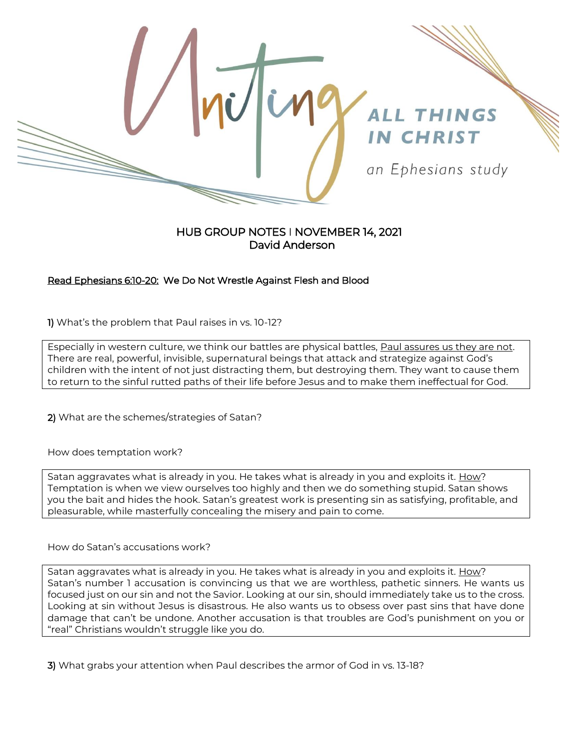# Uniting ALL THINGS IN CHRIST

*an Ephesians study*

**HUB GROUP NOTES | NOVEMBER 14, 2021**
**David Anderson**

**<u>Read Ephesians 6:10-20:</u> We Do Not Wrestle Against Flesh and Blood**

**1)** What's the problem that Paul raises in vs. 10-12?

> Especially in western culture, we think our battles are physical battles, <u>Paul assures us they are not</u>. There are real, powerful, invisible, supernatural beings that attack and strategize against God's children with the intent of not just distracting them, but destroying them. They want to cause them to return to the sinful rutted paths of their life before Jesus and to make them ineffectual for God.

**2)** What are the schemes/strategies of Satan?

How does temptation work?

> Satan aggravates what is already in you. He takes what is already in you and exploits it. <u>How</u>? Temptation is when we view ourselves too highly and then we do something stupid. Satan shows you the bait and hides the hook. Satan's greatest work is presenting sin as satisfying, profitable, and pleasurable, while masterfully concealing the misery and pain to come.

How do Satan's accusations work?

> Satan aggravates what is already in you. He takes what is already in you and exploits it. <u>How</u>? Satan's number 1 accusation is convincing us that we are worthless, pathetic sinners. He wants us focused just on our sin and not the Savior. Looking at our sin, should immediately take us to the cross. Looking at sin without Jesus is disastrous. He also wants us to obsess over past sins that have done damage that can't be undone. Another accusation is that troubles are God's punishment on you or "real" Christians wouldn't struggle like you do.

**3)** What grabs your attention when Paul describes the armor of God in vs. 13-18?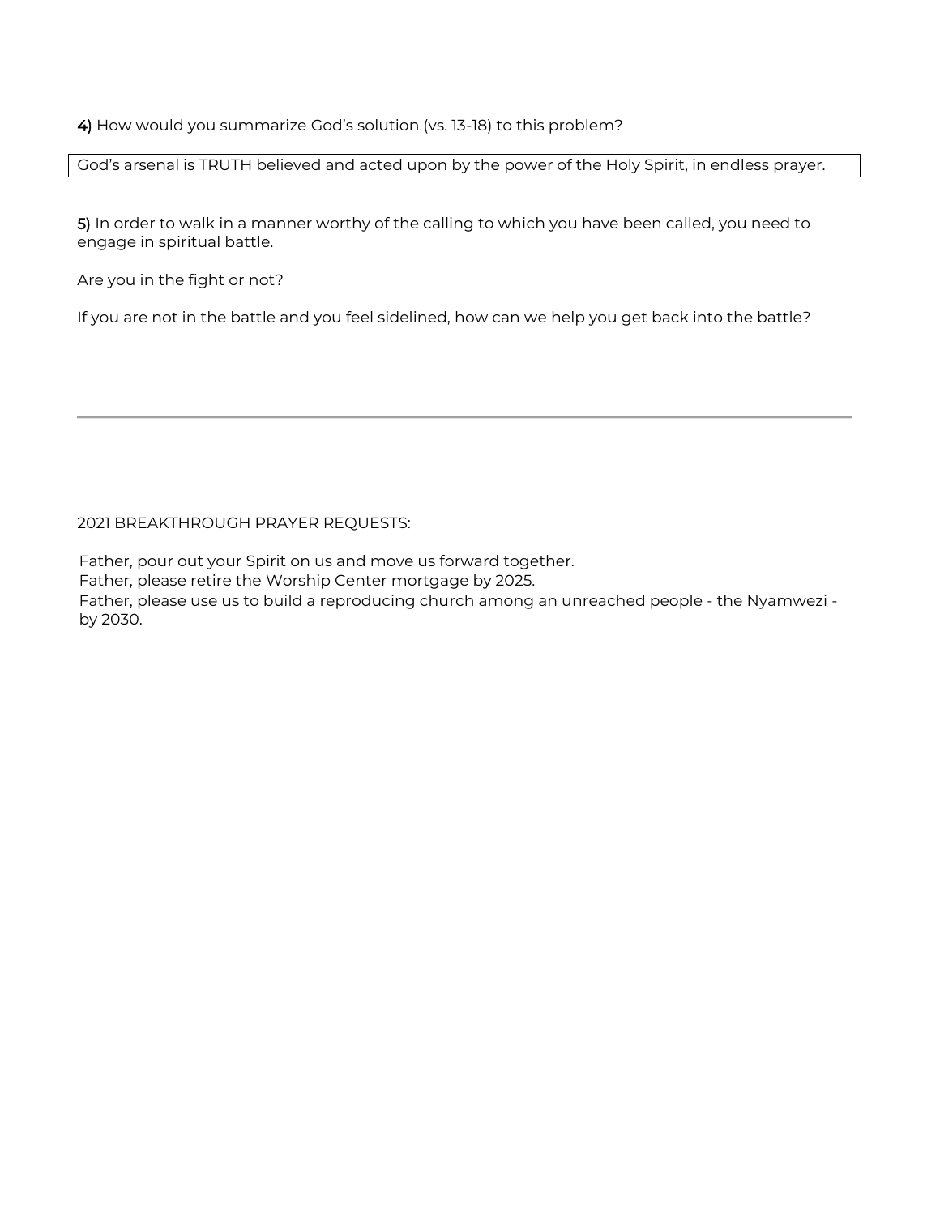**4)** How would you summarize God's solution (vs. 13-18) to this problem?

| |
|---|
| God's arsenal is TRUTH believed and acted upon by the power of the Holy Spirit, in endless prayer. |

**5)** In order to walk in a manner worthy of the calling to which you have been called, you need to engage in spiritual battle.

Are you in the fight or not?

If you are not in the battle and you feel sidelined, how can we help you get back into the battle?

---

2021 BREAKTHROUGH PRAYER REQUESTS:

Father, pour out your Spirit on us and move us forward together.
Father, please retire the Worship Center mortgage by 2025.
Father, please use us to build a reproducing church among an unreached people - the Nyamwezi - by 2030.